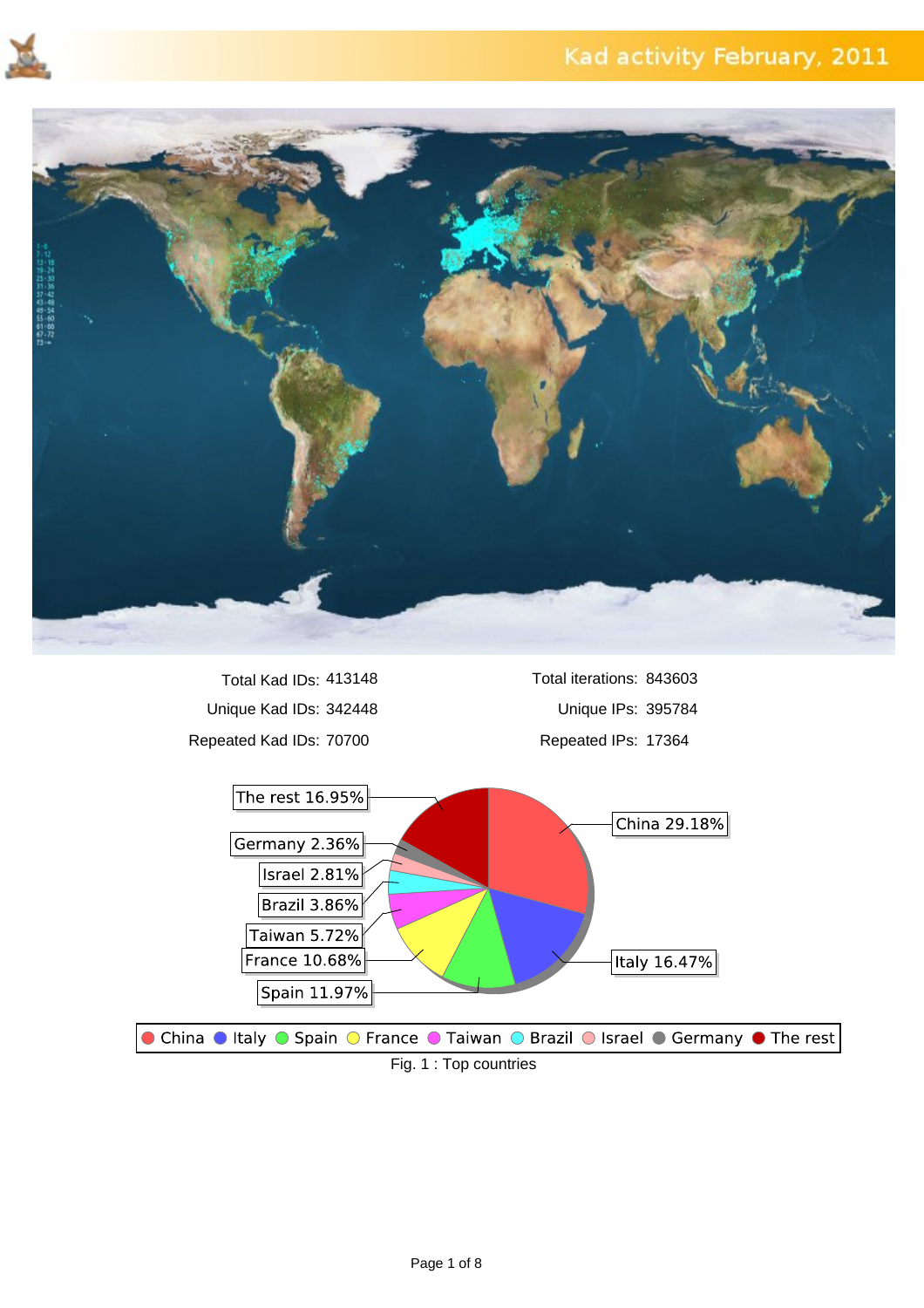# Kad activity February, 2011

| | | | |
|---|---|---|---|
| Total Kad IDs: | 413148 | Total iterations: | 843603 |
| Unique Kad IDs: | 342448 | Unique IPs: | 395784 |
| Repeated Kad IDs: | 70700 | Repeated IPs: | 17364 |

| Country | Share |
|---|---|
| China | 29.18% |
| Italy | 16.47% |
| Spain | 11.97% |
| France | 10.68% |
| Taiwan | 5.72% |
| Brazil | 3.86% |
| Israel | 2.81% |
| Germany | 2.36% |
| The rest | 16.95% |

Fig. 1 : Top countries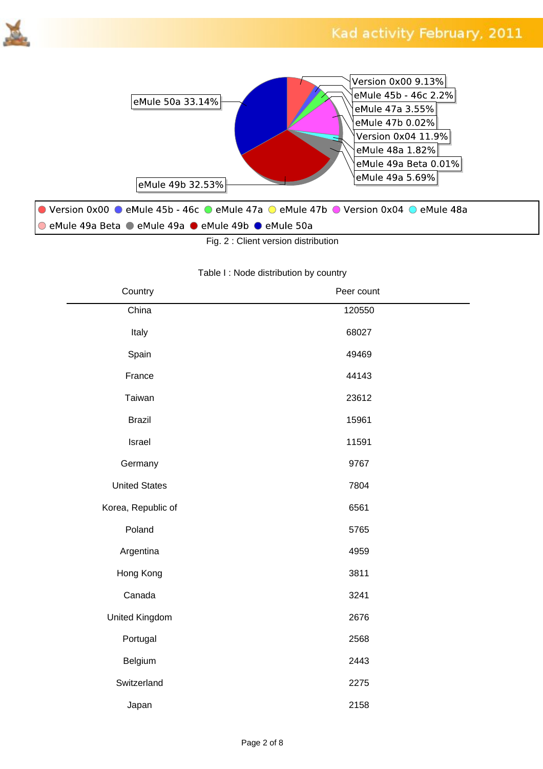Version 0x00 9.13%
eMule 45b - 46c 2.2%
eMule 47a 3.55%
eMule 47b 0.02%
Version 0x04 11.9%
eMule 48a 1.82%
eMule 49a Beta 0.01%
eMule 49a 5.69%
eMule 49b 32.53%
eMule 50a 33.14%

Fig. 2 : Client version distribution

Table I : Node distribution by country

| Country | Peer count |
|---|---|
| China | 120550 |
| Italy | 68027 |
| Spain | 49469 |
| France | 44143 |
| Taiwan | 23612 |
| Brazil | 15961 |
| Israel | 11591 |
| Germany | 9767 |
| United States | 7804 |
| Korea, Republic of | 6561 |
| Poland | 5765 |
| Argentina | 4959 |
| Hong Kong | 3811 |
| Canada | 3241 |
| United Kingdom | 2676 |
| Portugal | 2568 |
| Belgium | 2443 |
| Switzerland | 2275 |
| Japan | 2158 |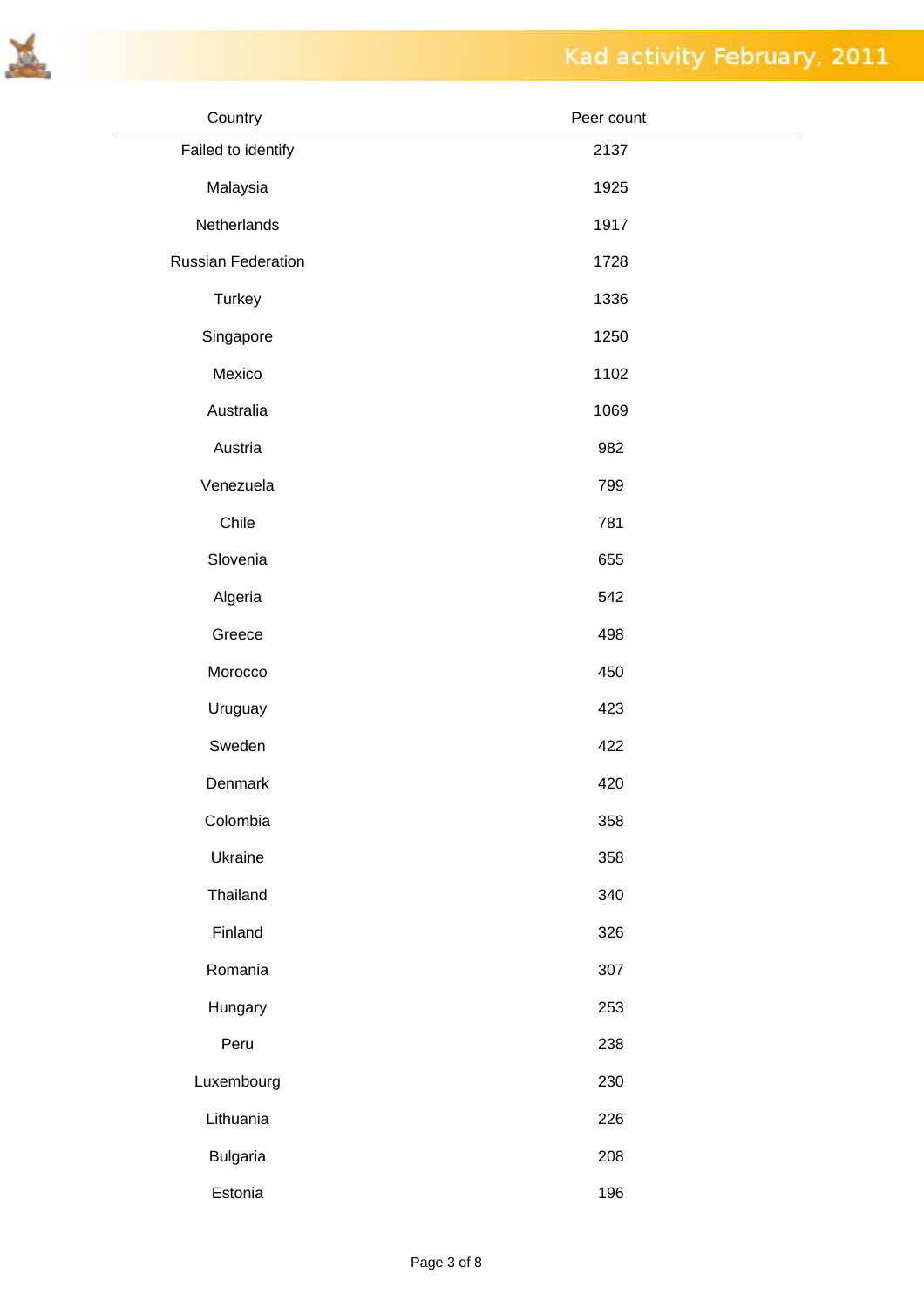| Country | Peer count |
|---|---|
| Failed to identify | 2137 |
| Malaysia | 1925 |
| Netherlands | 1917 |
| Russian Federation | 1728 |
| Turkey | 1336 |
| Singapore | 1250 |
| Mexico | 1102 |
| Australia | 1069 |
| Austria | 982 |
| Venezuela | 799 |
| Chile | 781 |
| Slovenia | 655 |
| Algeria | 542 |
| Greece | 498 |
| Morocco | 450 |
| Uruguay | 423 |
| Sweden | 422 |
| Denmark | 420 |
| Colombia | 358 |
| Ukraine | 358 |
| Thailand | 340 |
| Finland | 326 |
| Romania | 307 |
| Hungary | 253 |
| Peru | 238 |
| Luxembourg | 230 |
| Lithuania | 226 |
| Bulgaria | 208 |
| Estonia | 196 |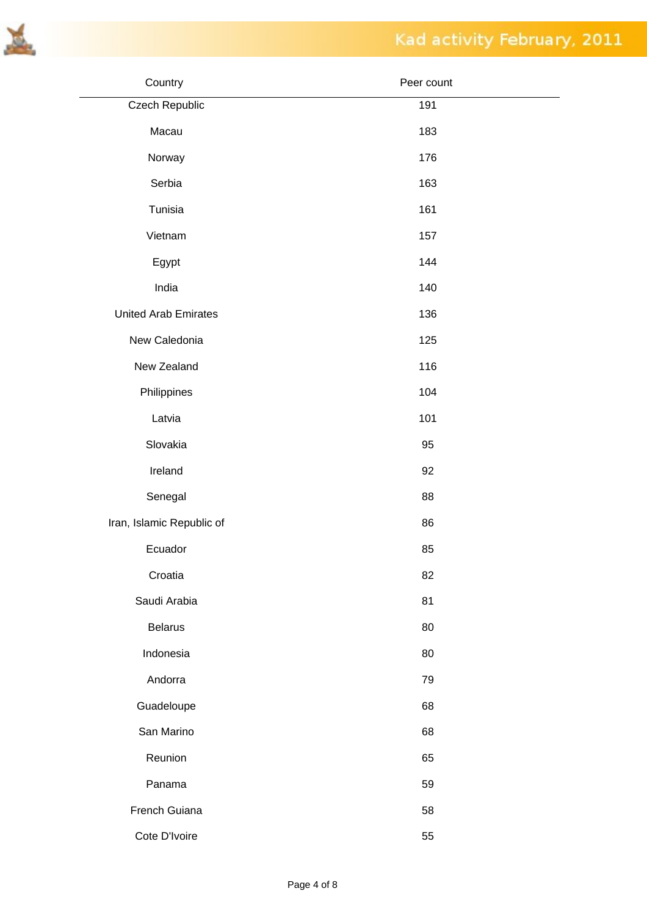| Country | Peer count |
| --- | --- |
| Czech Republic | 191 |
| Macau | 183 |
| Norway | 176 |
| Serbia | 163 |
| Tunisia | 161 |
| Vietnam | 157 |
| Egypt | 144 |
| India | 140 |
| United Arab Emirates | 136 |
| New Caledonia | 125 |
| New Zealand | 116 |
| Philippines | 104 |
| Latvia | 101 |
| Slovakia | 95 |
| Ireland | 92 |
| Senegal | 88 |
| Iran, Islamic Republic of | 86 |
| Ecuador | 85 |
| Croatia | 82 |
| Saudi Arabia | 81 |
| Belarus | 80 |
| Indonesia | 80 |
| Andorra | 79 |
| Guadeloupe | 68 |
| San Marino | 68 |
| Reunion | 65 |
| Panama | 59 |
| French Guiana | 58 |
| Cote D'Ivoire | 55 |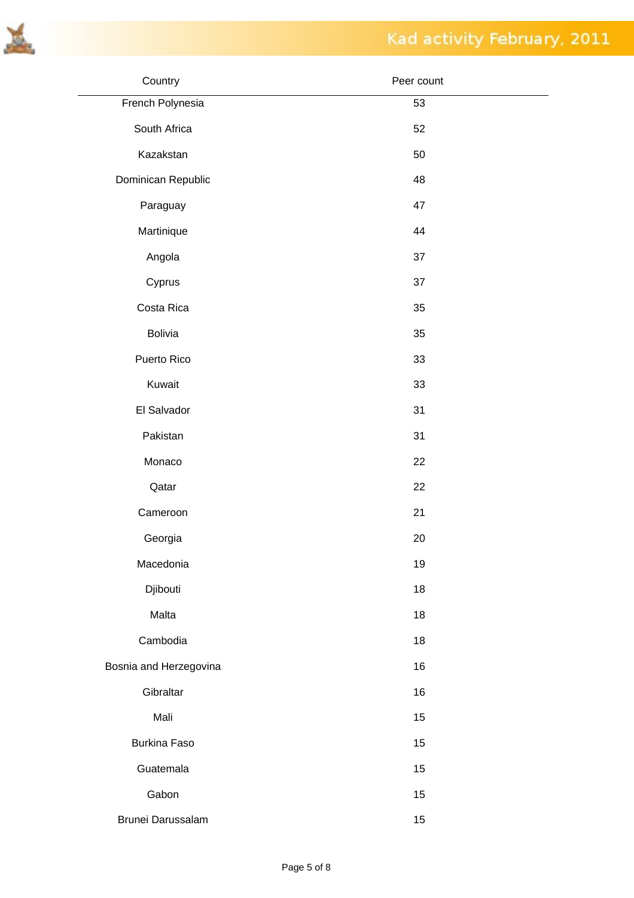| Country | Peer count |
|---|---|
| French Polynesia | 53 |
| South Africa | 52 |
| Kazakstan | 50 |
| Dominican Republic | 48 |
| Paraguay | 47 |
| Martinique | 44 |
| Angola | 37 |
| Cyprus | 37 |
| Costa Rica | 35 |
| Bolivia | 35 |
| Puerto Rico | 33 |
| Kuwait | 33 |
| El Salvador | 31 |
| Pakistan | 31 |
| Monaco | 22 |
| Qatar | 22 |
| Cameroon | 21 |
| Georgia | 20 |
| Macedonia | 19 |
| Djibouti | 18 |
| Malta | 18 |
| Cambodia | 18 |
| Bosnia and Herzegovina | 16 |
| Gibraltar | 16 |
| Mali | 15 |
| Burkina Faso | 15 |
| Guatemala | 15 |
| Gabon | 15 |
| Brunei Darussalam | 15 |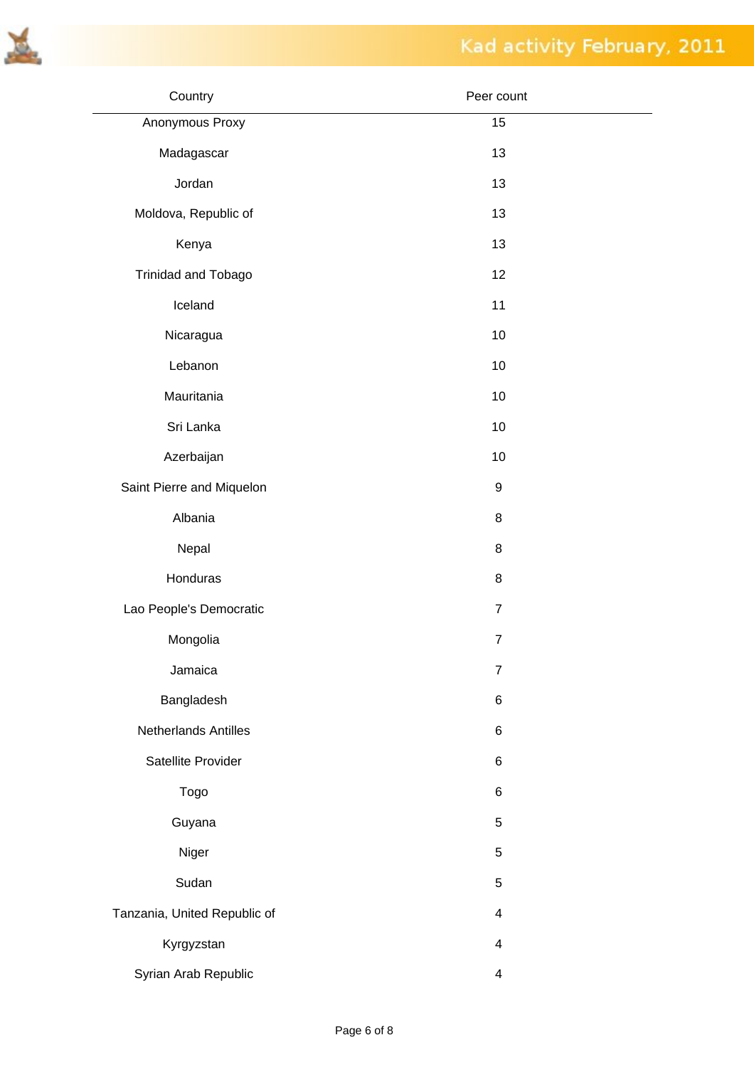| Country | Peer count |
|---|---|
| Anonymous Proxy | 15 |
| Madagascar | 13 |
| Jordan | 13 |
| Moldova, Republic of | 13 |
| Kenya | 13 |
| Trinidad and Tobago | 12 |
| Iceland | 11 |
| Nicaragua | 10 |
| Lebanon | 10 |
| Mauritania | 10 |
| Sri Lanka | 10 |
| Azerbaijan | 10 |
| Saint Pierre and Miquelon | 9 |
| Albania | 8 |
| Nepal | 8 |
| Honduras | 8 |
| Lao People's Democratic | 7 |
| Mongolia | 7 |
| Jamaica | 7 |
| Bangladesh | 6 |
| Netherlands Antilles | 6 |
| Satellite Provider | 6 |
| Togo | 6 |
| Guyana | 5 |
| Niger | 5 |
| Sudan | 5 |
| Tanzania, United Republic of | 4 |
| Kyrgyzstan | 4 |
| Syrian Arab Republic | 4 |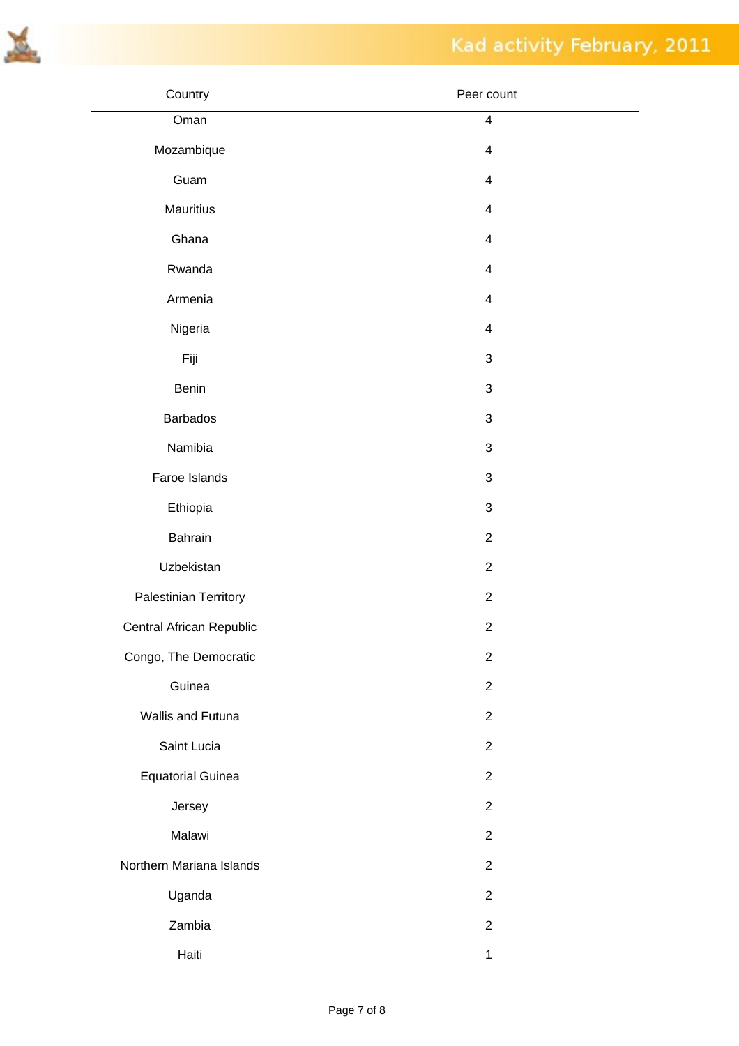| Country | Peer count |
|---|---|
| Oman | 4 |
| Mozambique | 4 |
| Guam | 4 |
| Mauritius | 4 |
| Ghana | 4 |
| Rwanda | 4 |
| Armenia | 4 |
| Nigeria | 4 |
| Fiji | 3 |
| Benin | 3 |
| Barbados | 3 |
| Namibia | 3 |
| Faroe Islands | 3 |
| Ethiopia | 3 |
| Bahrain | 2 |
| Uzbekistan | 2 |
| Palestinian Territory | 2 |
| Central African Republic | 2 |
| Congo, The Democratic | 2 |
| Guinea | 2 |
| Wallis and Futuna | 2 |
| Saint Lucia | 2 |
| Equatorial Guinea | 2 |
| Jersey | 2 |
| Malawi | 2 |
| Northern Mariana Islands | 2 |
| Uganda | 2 |
| Zambia | 2 |
| Haiti | 1 |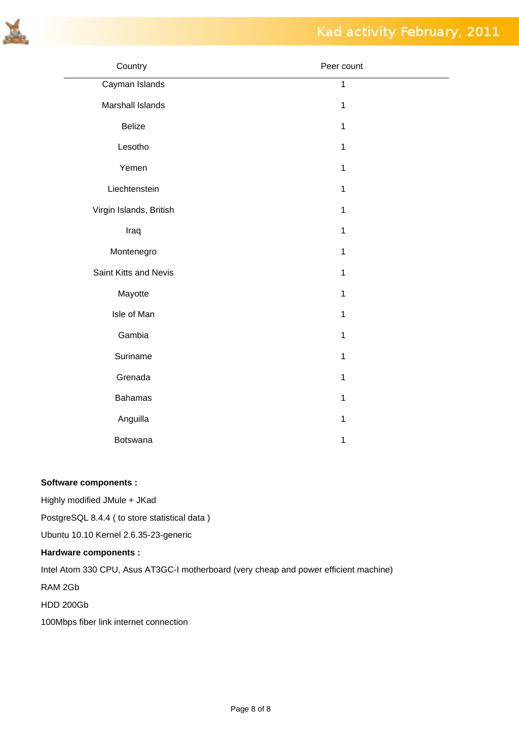| Country | Peer count |
| --- | --- |
| Cayman Islands | 1 |
| Marshall Islands | 1 |
| Belize | 1 |
| Lesotho | 1 |
| Yemen | 1 |
| Liechtenstein | 1 |
| Virgin Islands, British | 1 |
| Iraq | 1 |
| Montenegro | 1 |
| Saint Kitts and Nevis | 1 |
| Mayotte | 1 |
| Isle of Man | 1 |
| Gambia | 1 |
| Suriname | 1 |
| Grenada | 1 |
| Bahamas | 1 |
| Anguilla | 1 |
| Botswana | 1 |

**Software components :**

Highly modified JMule + JKad

PostgreSQL 8.4.4 ( to store statistical data )

Ubuntu 10.10 Kernel 2.6.35-23-generic

**Hardware components :**

Intel Atom 330 CPU, Asus AT3GC-I motherboard (very cheap and power efficient machine)

RAM 2Gb

HDD 200Gb

100Mbps fiber link internet connection